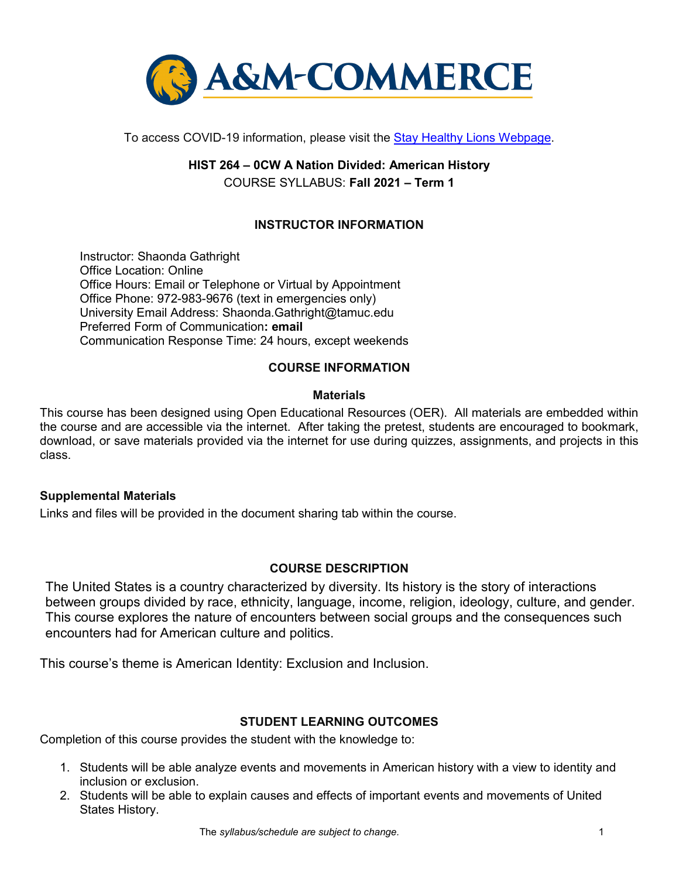To access COVID-19 information, please visit the [Stay Healthy Lions Webpage](#).

**HIST 264 – 0CW A Nation Divided: American History**

COURSE SYLLABUS: **Fall 2021 – Term 1**

## INSTRUCTOR INFORMATION

Instructor: Shaonda Gathright
Office Location: Online
Office Hours: Email or Telephone or Virtual by Appointment
Office Phone: 972-983-9676 (text in emergencies only)
University Email Address: Shaonda.Gathright@tamuc.edu
Preferred Form of Communication**: email**
Communication Response Time: 24 hours, except weekends

## COURSE INFORMATION

### Materials

This course has been designed using Open Educational Resources (OER). All materials are embedded within the course and are accessible via the internet. After taking the pretest, students are encouraged to bookmark, download, or save materials provided via the internet for use during quizzes, assignments, and projects in this class.

**Supplemental Materials**

Links and files will be provided in the document sharing tab within the course.

## COURSE DESCRIPTION

The United States is a country characterized by diversity. Its history is the story of interactions between groups divided by race, ethnicity, language, income, religion, ideology, culture, and gender. This course explores the nature of encounters between social groups and the consequences such encounters had for American culture and politics.

This course's theme is American Identity: Exclusion and Inclusion.

## STUDENT LEARNING OUTCOMES

Completion of this course provides the student with the knowledge to:

1. Students will be able analyze events and movements in American history with a view to identity and inclusion or exclusion.
2. Students will be able to explain causes and effects of important events and movements of United States History.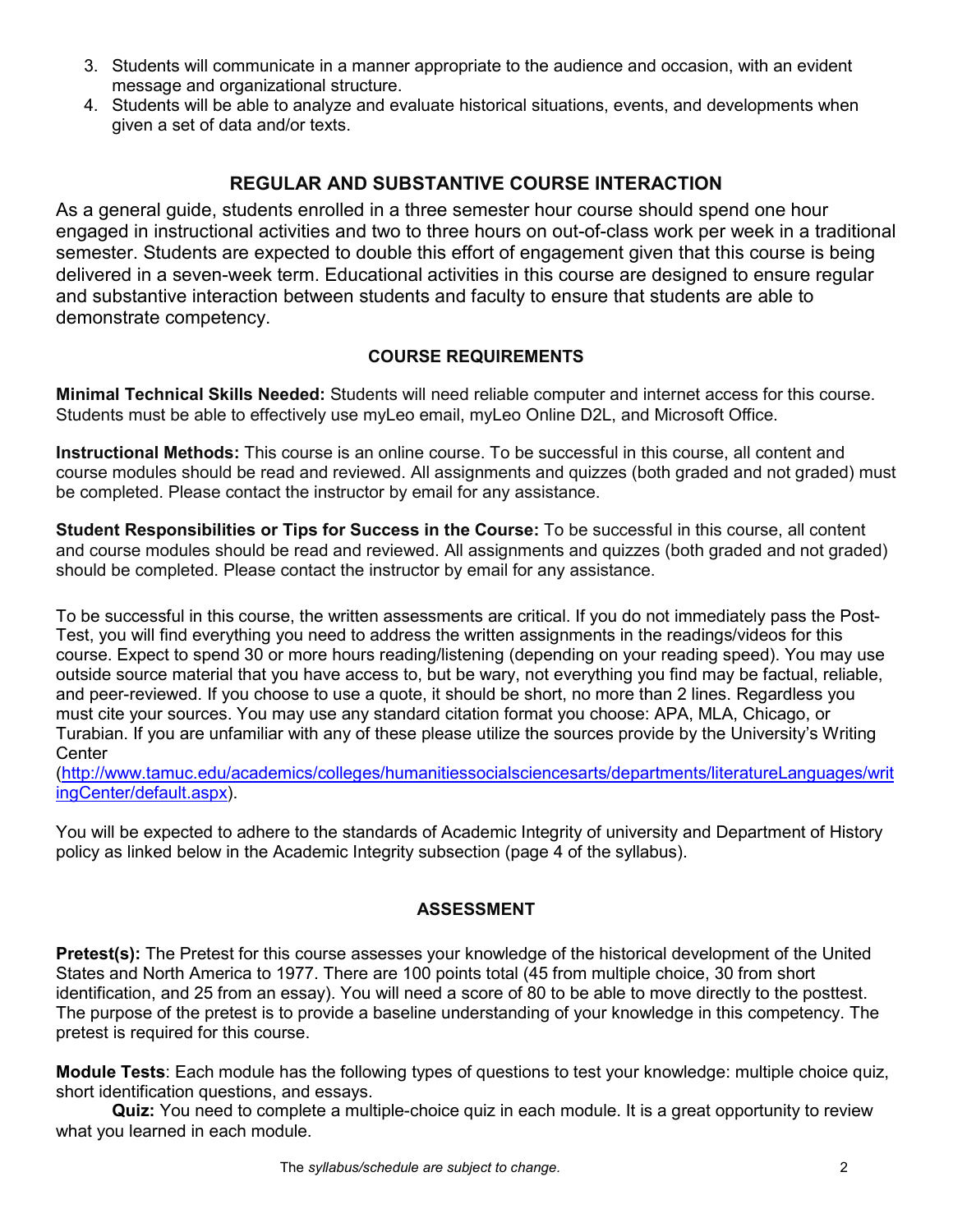3. Students will communicate in a manner appropriate to the audience and occasion, with an evident message and organizational structure.
4. Students will be able to analyze and evaluate historical situations, events, and developments when given a set of data and/or texts.

## REGULAR AND SUBSTANTIVE COURSE INTERACTION

As a general guide, students enrolled in a three semester hour course should spend one hour engaged in instructional activities and two to three hours on out-of-class work per week in a traditional semester. Students are expected to double this effort of engagement given that this course is being delivered in a seven-week term. Educational activities in this course are designed to ensure regular and substantive interaction between students and faculty to ensure that students are able to demonstrate competency.

## COURSE REQUIREMENTS

**Minimal Technical Skills Needed:** Students will need reliable computer and internet access for this course. Students must be able to effectively use myLeo email, myLeo Online D2L, and Microsoft Office.

**Instructional Methods:** This course is an online course. To be successful in this course, all content and course modules should be read and reviewed. All assignments and quizzes (both graded and not graded) must be completed. Please contact the instructor by email for any assistance.

**Student Responsibilities or Tips for Success in the Course:** To be successful in this course, all content and course modules should be read and reviewed. All assignments and quizzes (both graded and not graded) should be completed. Please contact the instructor by email for any assistance.

To be successful in this course, the written assessments are critical. If you do not immediately pass the Post-Test, you will find everything you need to address the written assignments in the readings/videos for this course. Expect to spend 30 or more hours reading/listening (depending on your reading speed). You may use outside source material that you have access to, but be wary, not everything you find may be factual, reliable, and peer-reviewed. If you choose to use a quote, it should be short, no more than 2 lines. Regardless you must cite your sources. You may use any standard citation format you choose: APA, MLA, Chicago, or Turabian. If you are unfamiliar with any of these please utilize the sources provide by the University's Writing Center (http://www.tamuc.edu/academics/colleges/humanitiessocialsciencesarts/departments/literatureLanguages/writingCenter/default.aspx).

You will be expected to adhere to the standards of Academic Integrity of university and Department of History policy as linked below in the Academic Integrity subsection (page 4 of the syllabus).

## ASSESSMENT

**Pretest(s):** The Pretest for this course assesses your knowledge of the historical development of the United States and North America to 1977. There are 100 points total (45 from multiple choice, 30 from short identification, and 25 from an essay). You will need a score of 80 to be able to move directly to the posttest. The purpose of the pretest is to provide a baseline understanding of your knowledge in this competency. The pretest is required for this course.

**Module Tests**: Each module has the following types of questions to test your knowledge: multiple choice quiz, short identification questions, and essays.

**Quiz:** You need to complete a multiple-choice quiz in each module. It is a great opportunity to review what you learned in each module.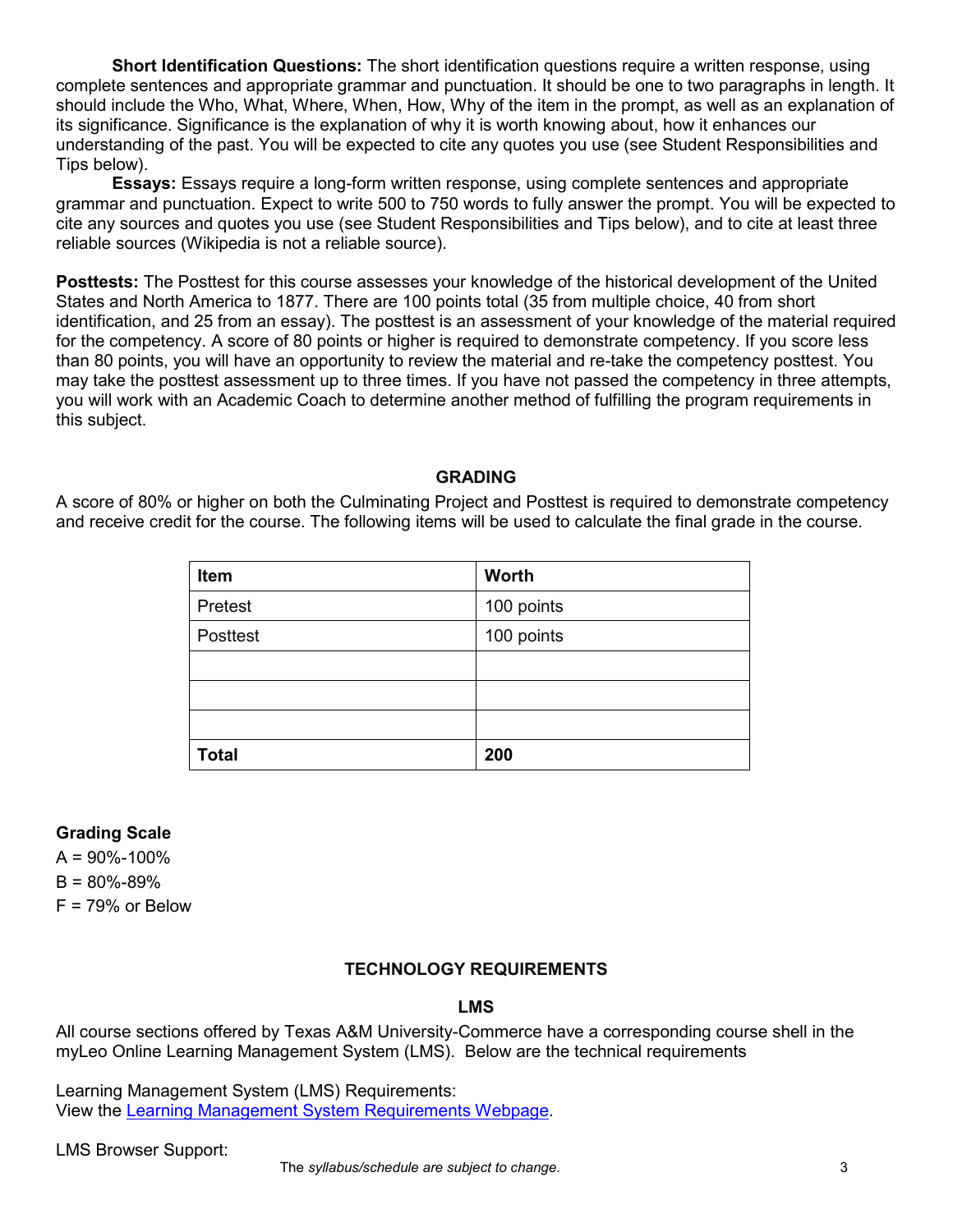**Short Identification Questions:** The short identification questions require a written response, using complete sentences and appropriate grammar and punctuation. It should be one to two paragraphs in length. It should include the Who, What, Where, When, How, Why of the item in the prompt, as well as an explanation of its significance. Significance is the explanation of why it is worth knowing about, how it enhances our understanding of the past. You will be expected to cite any quotes you use (see Student Responsibilities and Tips below).

**Essays:** Essays require a long-form written response, using complete sentences and appropriate grammar and punctuation. Expect to write 500 to 750 words to fully answer the prompt. You will be expected to cite any sources and quotes you use (see Student Responsibilities and Tips below), and to cite at least three reliable sources (Wikipedia is not a reliable source).

**Posttests:** The Posttest for this course assesses your knowledge of the historical development of the United States and North America to 1877. There are 100 points total (35 from multiple choice, 40 from short identification, and 25 from an essay). The posttest is an assessment of your knowledge of the material required for the competency. A score of 80 points or higher is required to demonstrate competency. If you score less than 80 points, you will have an opportunity to review the material and re-take the competency posttest. You may take the posttest assessment up to three times. If you have not passed the competency in three attempts, you will work with an Academic Coach to determine another method of fulfilling the program requirements in this subject.

## GRADING

A score of 80% or higher on both the Culminating Project and Posttest is required to demonstrate competency and receive credit for the course. The following items will be used to calculate the final grade in the course.

| Item | Worth |
|---|---|
| Pretest | 100 points |
| Posttest | 100 points |
| | |
| | |
| | |
| **Total** | **200** |

**Grading Scale**

A = 90%-100%

B = 80%-89%

F = 79% or Below

## TECHNOLOGY REQUIREMENTS

### LMS

All course sections offered by Texas A&M University-Commerce have a corresponding course shell in the myLeo Online Learning Management System (LMS). Below are the technical requirements

Learning Management System (LMS) Requirements:
View the Learning Management System Requirements Webpage.

LMS Browser Support: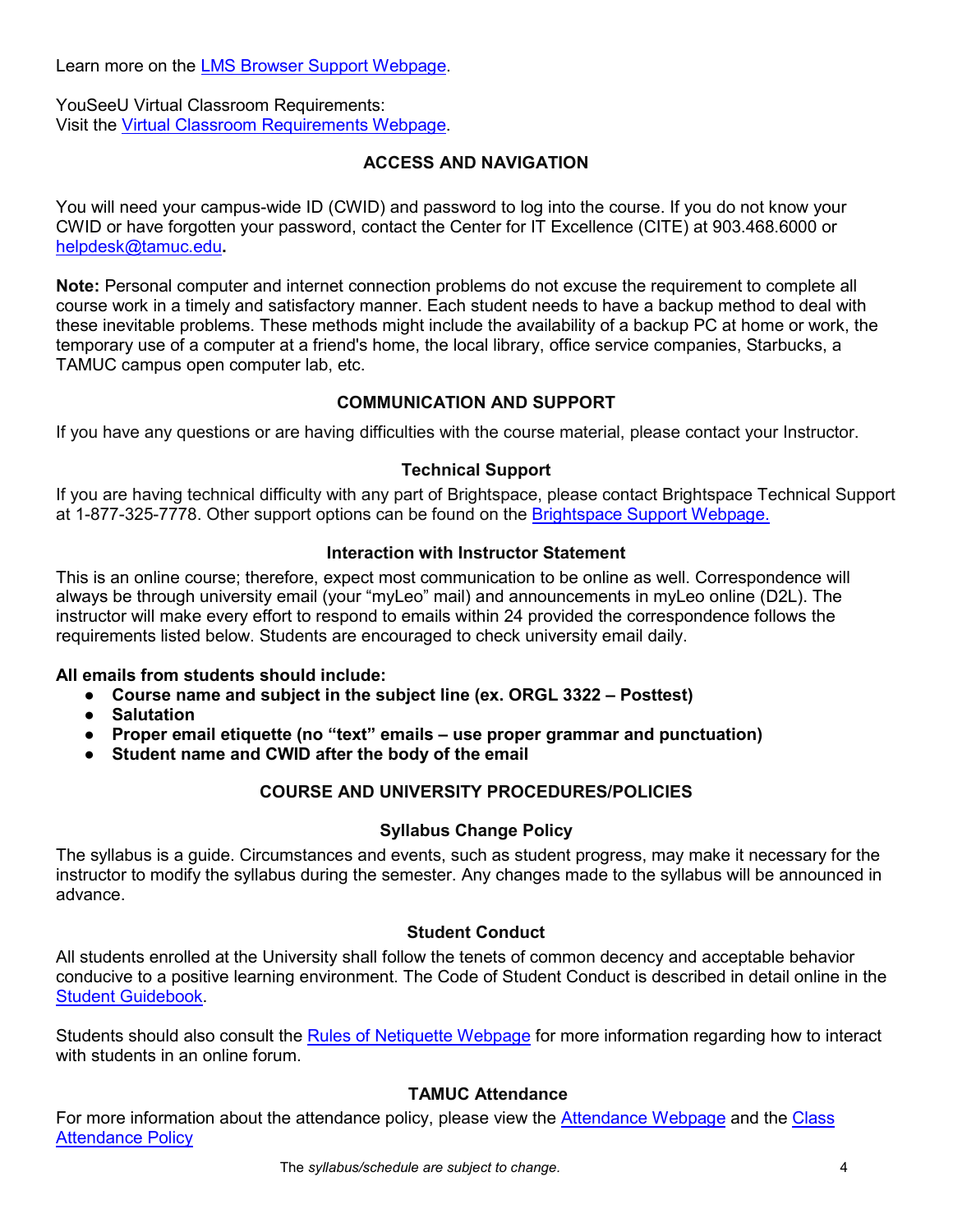Learn more on the [LMS Browser Support Webpage](#).

YouSeeU Virtual Classroom Requirements:
Visit the [Virtual Classroom Requirements Webpage](#).

## ACCESS AND NAVIGATION

You will need your campus-wide ID (CWID) and password to log into the course. If you do not know your CWID or have forgotten your password, contact the Center for IT Excellence (CITE) at 903.468.6000 or helpdesk@tamuc.edu**.**

**Note:** Personal computer and internet connection problems do not excuse the requirement to complete all course work in a timely and satisfactory manner. Each student needs to have a backup method to deal with these inevitable problems. These methods might include the availability of a backup PC at home or work, the temporary use of a computer at a friend's home, the local library, office service companies, Starbucks, a TAMUC campus open computer lab, etc.

## COMMUNICATION AND SUPPORT

If you have any questions or are having difficulties with the course material, please contact your Instructor.

### Technical Support

If you are having technical difficulty with any part of Brightspace, please contact Brightspace Technical Support at 1-877-325-7778. Other support options can be found on the [Brightspace Support Webpage.](#)

### Interaction with Instructor Statement

This is an online course; therefore, expect most communication to be online as well. Correspondence will always be through university email (your "myLeo" mail) and announcements in myLeo online (D2L). The instructor will make every effort to respond to emails within 24 provided the correspondence follows the requirements listed below. Students are encouraged to check university email daily.

**All emails from students should include:**

- **Course name and subject in the subject line (ex. ORGL 3322 – Posttest)**
- **Salutation**
- **Proper email etiquette (no "text" emails – use proper grammar and punctuation)**
- **Student name and CWID after the body of the email**

## COURSE AND UNIVERSITY PROCEDURES/POLICIES

### Syllabus Change Policy

The syllabus is a guide. Circumstances and events, such as student progress, may make it necessary for the instructor to modify the syllabus during the semester. Any changes made to the syllabus will be announced in advance.

### Student Conduct

All students enrolled at the University shall follow the tenets of common decency and acceptable behavior conducive to a positive learning environment. The Code of Student Conduct is described in detail online in the [Student Guidebook](#).

Students should also consult the [Rules of Netiquette Webpage](#) for more information regarding how to interact with students in an online forum.

### TAMUC Attendance

For more information about the attendance policy, please view the [Attendance Webpage](#) and the [Class Attendance Policy](#)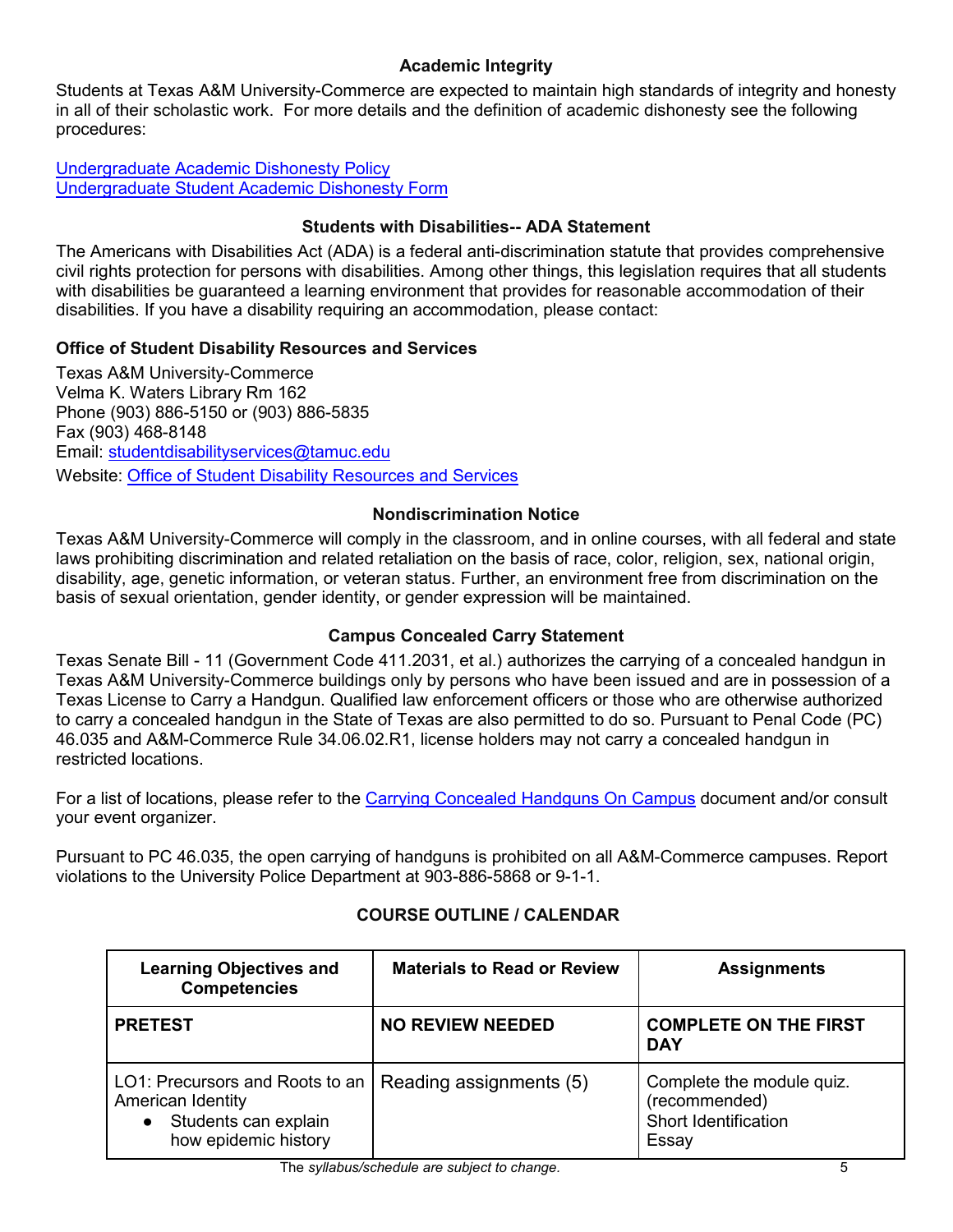### Academic Integrity

Students at Texas A&M University-Commerce are expected to maintain high standards of integrity and honesty in all of their scholastic work. For more details and the definition of academic dishonesty see the following procedures:

Undergraduate Academic Dishonesty Policy
Undergraduate Student Academic Dishonesty Form

### Students with Disabilities-- ADA Statement

The Americans with Disabilities Act (ADA) is a federal anti-discrimination statute that provides comprehensive civil rights protection for persons with disabilities. Among other things, this legislation requires that all students with disabilities be guaranteed a learning environment that provides for reasonable accommodation of their disabilities. If you have a disability requiring an accommodation, please contact:

**Office of Student Disability Resources and Services**

Texas A&M University-Commerce
Velma K. Waters Library Rm 162
Phone (903) 886-5150 or (903) 886-5835
Fax (903) 468-8148
Email: studentdisabilityservices@tamuc.edu
Website: Office of Student Disability Resources and Services

### Nondiscrimination Notice

Texas A&M University-Commerce will comply in the classroom, and in online courses, with all federal and state laws prohibiting discrimination and related retaliation on the basis of race, color, religion, sex, national origin, disability, age, genetic information, or veteran status. Further, an environment free from discrimination on the basis of sexual orientation, gender identity, or gender expression will be maintained.

### Campus Concealed Carry Statement

Texas Senate Bill - 11 (Government Code 411.2031, et al.) authorizes the carrying of a concealed handgun in Texas A&M University-Commerce buildings only by persons who have been issued and are in possession of a Texas License to Carry a Handgun. Qualified law enforcement officers or those who are otherwise authorized to carry a concealed handgun in the State of Texas are also permitted to do so. Pursuant to Penal Code (PC) 46.035 and A&M-Commerce Rule 34.06.02.R1, license holders may not carry a concealed handgun in restricted locations.

For a list of locations, please refer to the Carrying Concealed Handguns On Campus document and/or consult your event organizer.

Pursuant to PC 46.035, the open carrying of handguns is prohibited on all A&M-Commerce campuses. Report violations to the University Police Department at 903-886-5868 or 9-1-1.

## COURSE OUTLINE / CALENDAR

| Learning Objectives and Competencies | Materials to Read or Review | Assignments |
|---|---|---|
| **PRETEST** | **NO REVIEW NEEDED** | **COMPLETE ON THE FIRST DAY** |
| LO1: Precursors and Roots to an American Identity<br>• Students can explain how epidemic history | Reading assignments (5) | Complete the module quiz. (recommended)<br>Short Identification<br>Essay |

*The syllabus/schedule are subject to change.*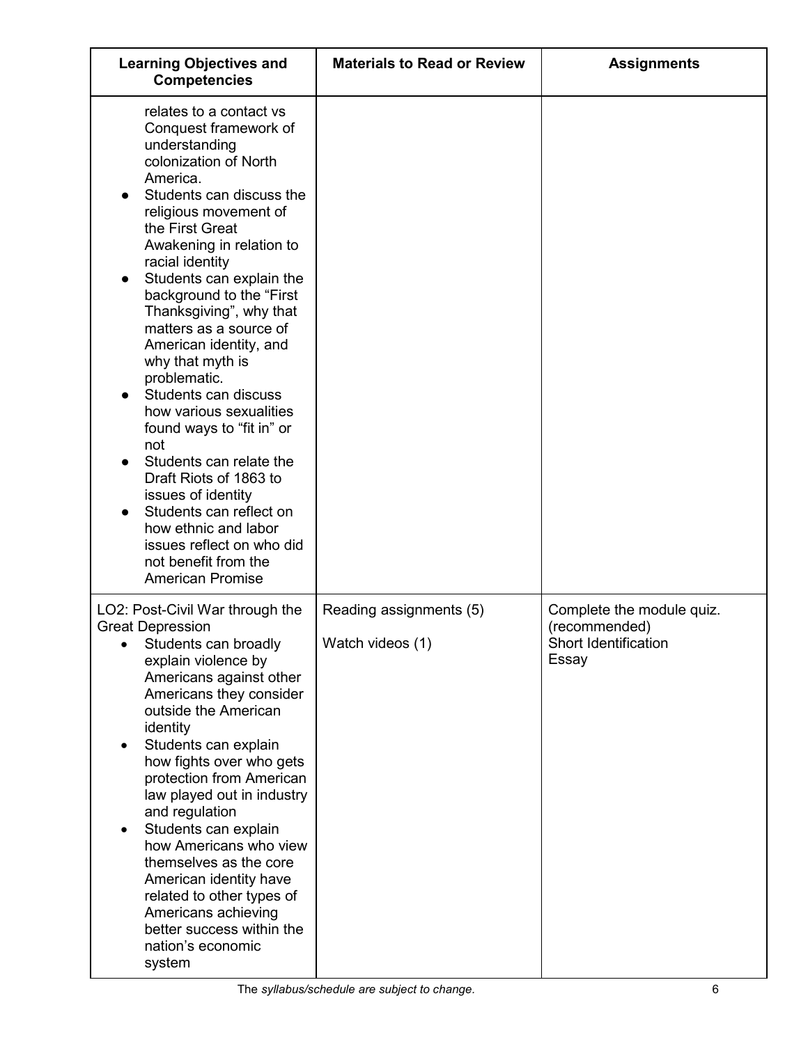| Learning Objectives and Competencies | Materials to Read or Review | Assignments |
| --- | --- | --- |
| relates to a contact vs Conquest framework of understanding colonization of North America.<br>● Students can discuss the religious movement of the First Great Awakening in relation to racial identity<br>● Students can explain the background to the "First Thanksgiving", why that matters as a source of American identity, and why that myth is problematic.<br>● Students can discuss how various sexualities found ways to "fit in" or not<br>● Students can relate the Draft Riots of 1863 to issues of identity<br>● Students can reflect on how ethnic and labor issues reflect on who did not benefit from the American Promise | | |
| LO2: Post-Civil War through the Great Depression<br>• Students can broadly explain violence by Americans against other Americans they consider outside the American identity<br>• Students can explain how fights over who gets protection from American law played out in industry and regulation<br>• Students can explain how Americans who view themselves as the core American identity have related to other types of Americans achieving better success within the nation's economic system | Reading assignments (5)<br><br>Watch videos (1) | Complete the module quiz. (recommended)<br>Short Identification<br>Essay |

The *syllabus/schedule are subject to change.*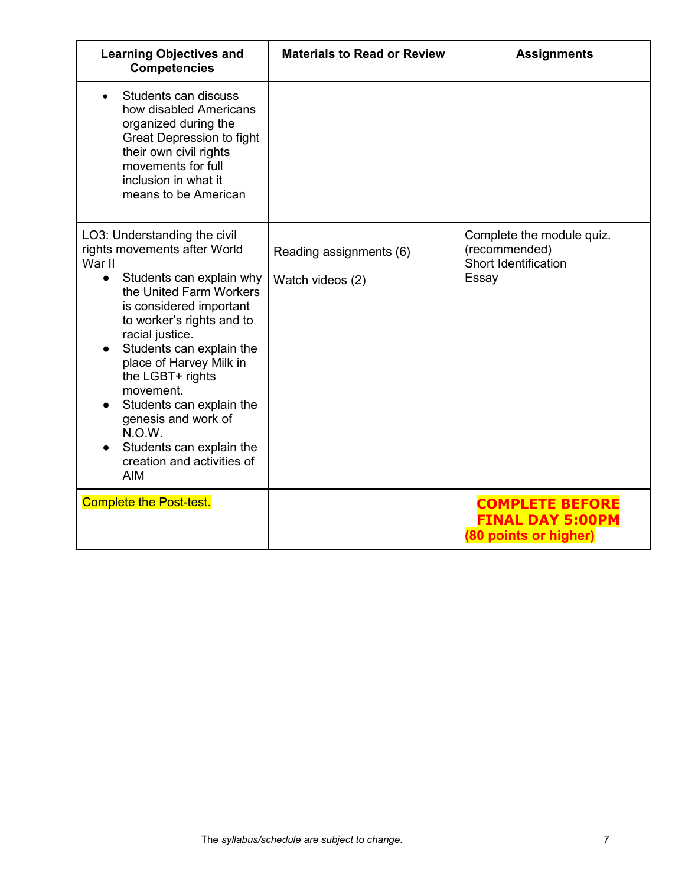| Learning Objectives and Competencies | Materials to Read or Review | Assignments |
| --- | --- | --- |
| • Students can discuss how disabled Americans organized during the Great Depression to fight their own civil rights movements for full inclusion in what it means to be American | | |
| LO3: Understanding the civil rights movements after World War II<br>● Students can explain why the United Farm Workers is considered important to worker's rights and to racial justice.<br>● Students can explain the place of Harvey Milk in the LGBT+ rights movement.<br>● Students can explain the genesis and work of N.O.W.<br>● Students can explain the creation and activities of AIM | Reading assignments (6)<br><br>Watch videos (2) | Complete the module quiz. (recommended)<br>Short Identification<br>Essay |
| Complete the Post-test. | | **COMPLETE BEFORE FINAL DAY 5:00PM (80 points or higher)** |

The *syllabus/schedule are subject to change.*